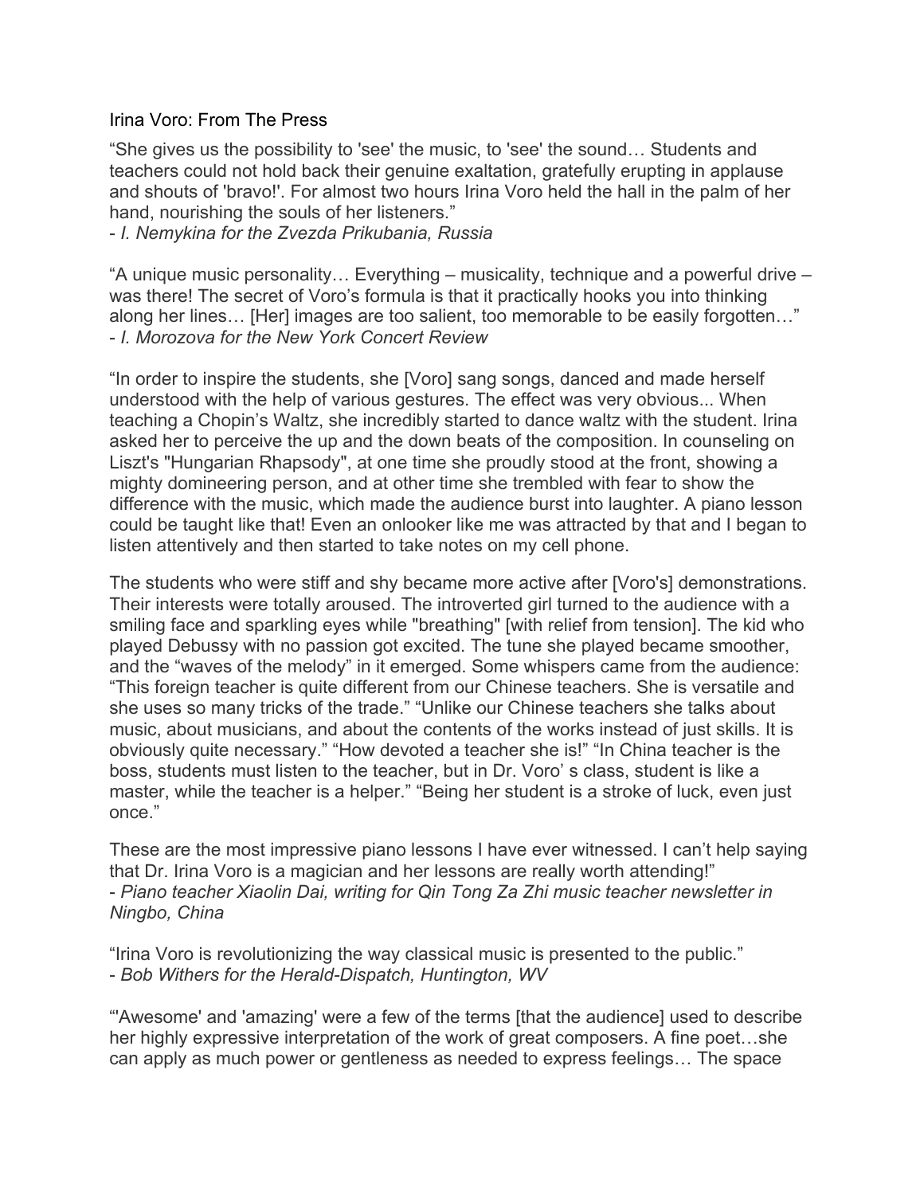# Irina Voro: From The Press

"She gives us the possibility to 'see' the music, to 'see' the sound… Students and teachers could not hold back their genuine exaltation, gratefully erupting in applause and shouts of 'bravo!'. For almost two hours Irina Voro held the hall in the palm of her hand, nourishing the souls of her listeners."
- *I. Nemykina for the Zvezda Prikubania, Russia*

"A unique music personality… Everything – musicality, technique and a powerful drive – was there! The secret of Voro's formula is that it practically hooks you into thinking along her lines… [Her] images are too salient, too memorable to be easily forgotten…"
- *I. Morozova for the New York Concert Review*

"In order to inspire the students, she [Voro] sang songs, danced and made herself understood with the help of various gestures. The effect was very obvious... When teaching a Chopin's Waltz, she incredibly started to dance waltz with the student. Irina asked her to perceive the up and the down beats of the composition. In counseling on Liszt's "Hungarian Rhapsody", at one time she proudly stood at the front, showing a mighty domineering person, and at other time she trembled with fear to show the difference with the music, which made the audience burst into laughter. A piano lesson could be taught like that! Even an onlooker like me was attracted by that and I began to listen attentively and then started to take notes on my cell phone.

The students who were stiff and shy became more active after [Voro's] demonstrations. Their interests were totally aroused. The introverted girl turned to the audience with a smiling face and sparkling eyes while "breathing" [with relief from tension]. The kid who played Debussy with no passion got excited. The tune she played became smoother, and the "waves of the melody" in it emerged. Some whispers came from the audience: "This foreign teacher is quite different from our Chinese teachers. She is versatile and she uses so many tricks of the trade." "Unlike our Chinese teachers she talks about music, about musicians, and about the contents of the works instead of just skills. It is obviously quite necessary." "How devoted a teacher she is!" "In China teacher is the boss, students must listen to the teacher, but in Dr. Voro' s class, student is like a master, while the teacher is a helper." "Being her student is a stroke of luck, even just once."

These are the most impressive piano lessons I have ever witnessed. I can't help saying that Dr. Irina Voro is a magician and her lessons are really worth attending!"
- *Piano teacher Xiaolin Dai, writing for Qin Tong Za Zhi music teacher newsletter in Ningbo, China*

"Irina Voro is revolutionizing the way classical music is presented to the public."
- *Bob Withers for the Herald-Dispatch, Huntington, WV*

"'Awesome' and 'amazing' were a few of the terms [that the audience] used to describe her highly expressive interpretation of the work of great composers. A fine poet…she can apply as much power or gentleness as needed to express feelings… The space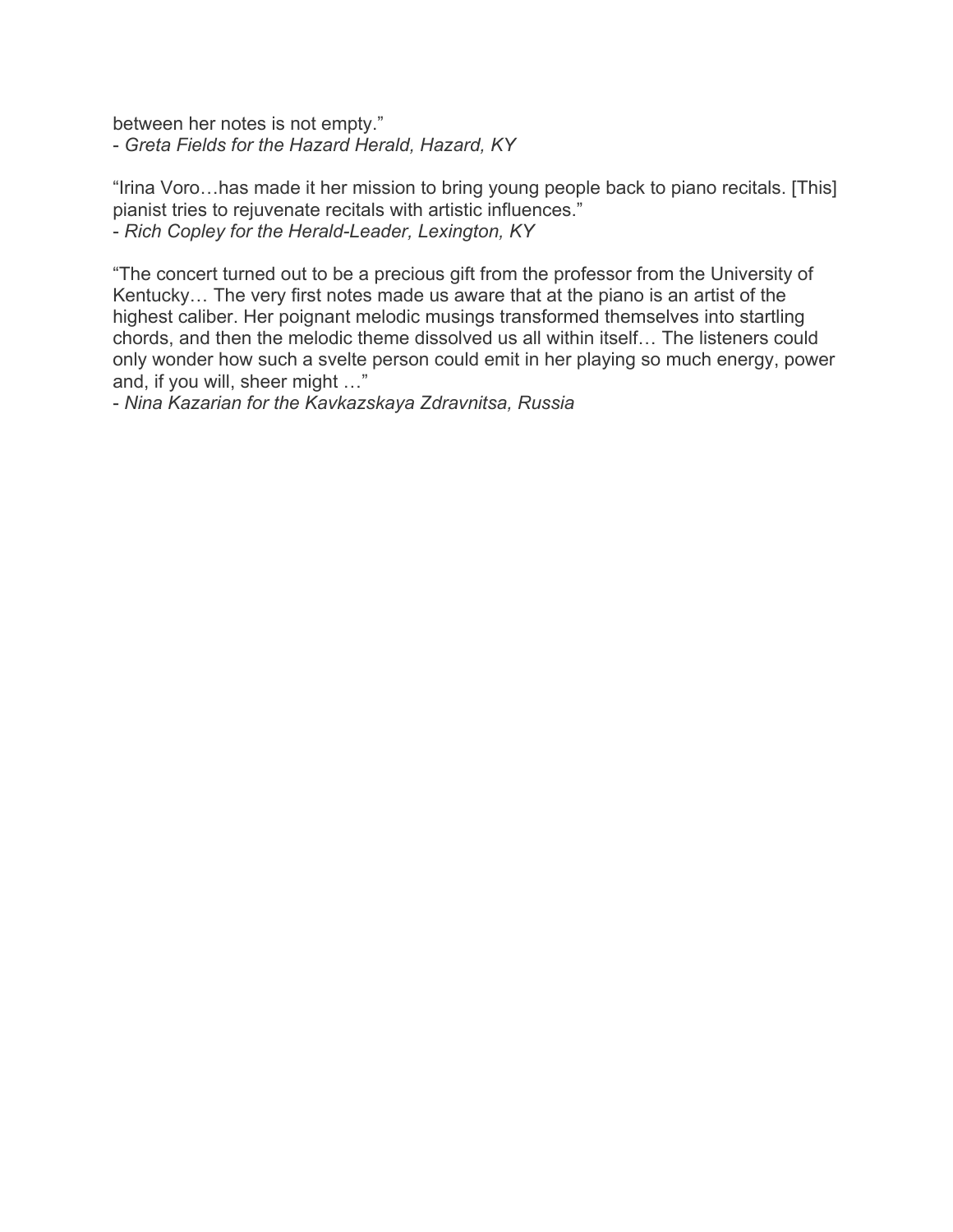between her notes is not empty."
- *Greta Fields for the Hazard Herald, Hazard, KY*

"Irina Voro…has made it her mission to bring young people back to piano recitals. [This] pianist tries to rejuvenate recitals with artistic influences."
- *Rich Copley for the Herald-Leader, Lexington, KY*

"The concert turned out to be a precious gift from the professor from the University of Kentucky… The very first notes made us aware that at the piano is an artist of the highest caliber. Her poignant melodic musings transformed themselves into startling chords, and then the melodic theme dissolved us all within itself… The listeners could only wonder how such a svelte person could emit in her playing so much energy, power and, if you will, sheer might …"
- *Nina Kazarian for the Kavkazskaya Zdravnitsa, Russia*